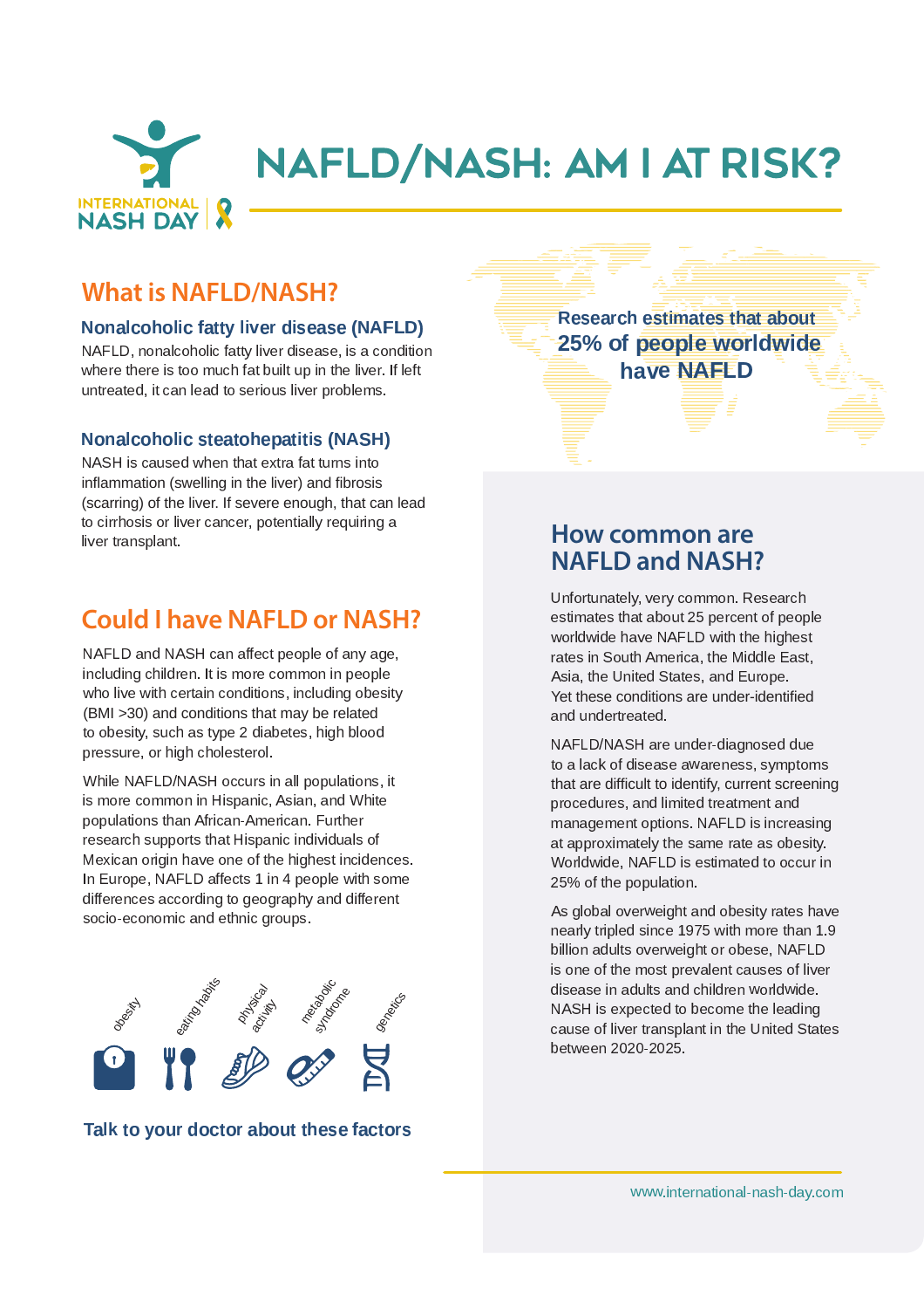INTERNATIONAL NASH DAY

# NAFLD/NASH: AM I AT RISK?

## What is NAFLD/NASH?

### Nonalcoholic fatty liver disease (NAFLD)

NAFLD, nonalcoholic fatty liver disease, is a condition where there is too much fat built up in the liver. If left untreated, it can lead to serious liver problems.

### Nonalcoholic steatohepatitis (NASH)

NASH is caused when that extra fat turns into inflammation (swelling in the liver) and fibrosis (scarring) of the liver. If severe enough, that can lead to cirrhosis or liver cancer, potentially requiring a liver transplant.

## Could I have NAFLD or NASH?

NAFLD and NASH can affect people of any age, including children. It is more common in people who live with certain conditions, including obesity (BMI >30) and conditions that may be related to obesity, such as type 2 diabetes, high blood pressure, or high cholesterol.

While NAFLD/NASH occurs in all populations, it is more common in Hispanic, Asian, and White populations than African-American. Further research supports that Hispanic individuals of Mexican origin have one of the highest incidences. In Europe, NAFLD affects 1 in 4 people with some differences according to geography and different socio-economic and ethnic groups.

obesity · eating habits · physical activity · metabolic syndrome · genetics

**Talk to your doctor about these factors**

**Research estimates that about 25% of people worldwide have NAFLD**

## How common are NAFLD and NASH?

Unfortunately, very common. Research estimates that about 25 percent of people worldwide have NAFLD with the highest rates in South America, the Middle East, Asia, the United States, and Europe. Yet these conditions are under-identified and undertreated.

NAFLD/NASH are under-diagnosed due to a lack of disease awareness, symptoms that are difficult to identify, current screening procedures, and limited treatment and management options. NAFLD is increasing at approximately the same rate as obesity. Worldwide, NAFLD is estimated to occur in 25% of the population.

As global overweight and obesity rates have nearly tripled since 1975 with more than 1.9 billion adults overweight or obese, NAFLD is one of the most prevalent causes of liver disease in adults and children worldwide. NASH is expected to become the leading cause of liver transplant in the United States between 2020-2025.

www.international-nash-day.com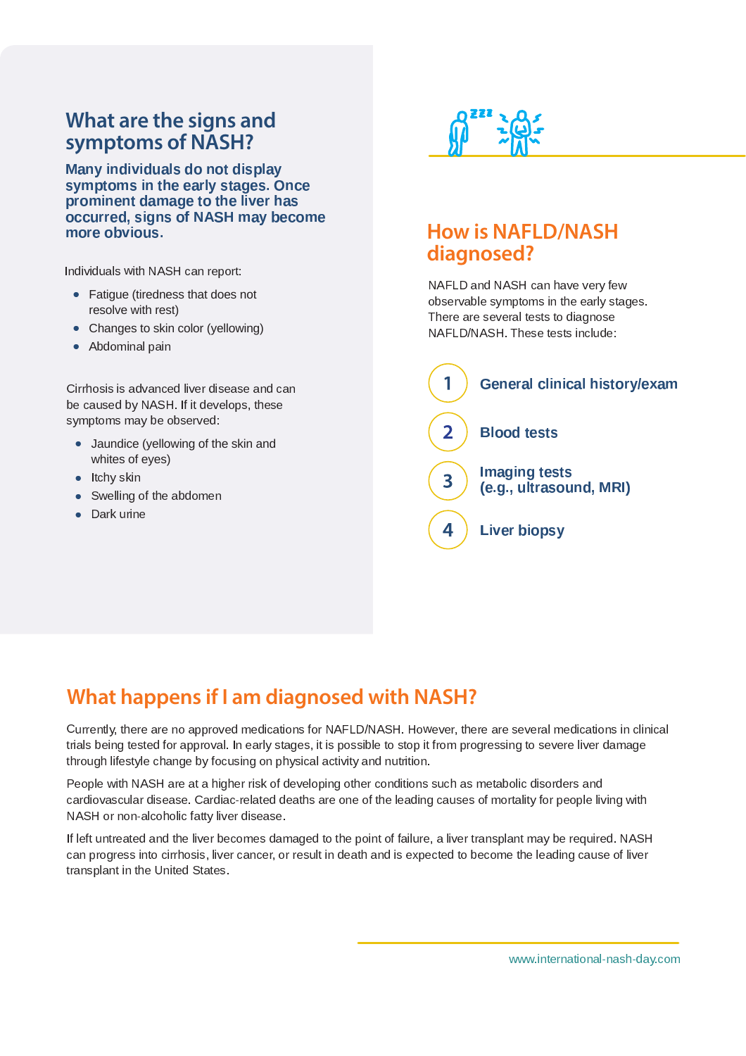## What are the signs and symptoms of NASH?

**Many individuals do not display symptoms in the early stages. Once prominent damage to the liver has occurred, signs of NASH may become more obvious.**

Individuals with NASH can report:

- Fatigue (tiredness that does not resolve with rest)
- Changes to skin color (yellowing)
- Abdominal pain

Cirrhosis is advanced liver disease and can be caused by NASH. If it develops, these symptoms may be observed:

- Jaundice (yellowing of the skin and whites of eyes)
- Itchy skin
- Swelling of the abdomen
- Dark urine

## How is NAFLD/NASH diagnosed?

NAFLD and NASH can have very few observable symptoms in the early stages. There are several tests to diagnose NAFLD/NASH. These tests include:

1. **General clinical history/exam**
2. **Blood tests**
3. **Imaging tests (e.g., ultrasound, MRI)**
4. **Liver biopsy**

## What happens if I am diagnosed with NASH?

Currently, there are no approved medications for NAFLD/NASH. However, there are several medications in clinical trials being tested for approval. In early stages, it is possible to stop it from progressing to severe liver damage through lifestyle change by focusing on physical activity and nutrition.

People with NASH are at a higher risk of developing other conditions such as metabolic disorders and cardiovascular disease. Cardiac-related deaths are one of the leading causes of mortality for people living with NASH or non-alcoholic fatty liver disease.

If left untreated and the liver becomes damaged to the point of failure, a liver transplant may be required. NASH can progress into cirrhosis, liver cancer, or result in death and is expected to become the leading cause of liver transplant in the United States.

www.international-nash-day.com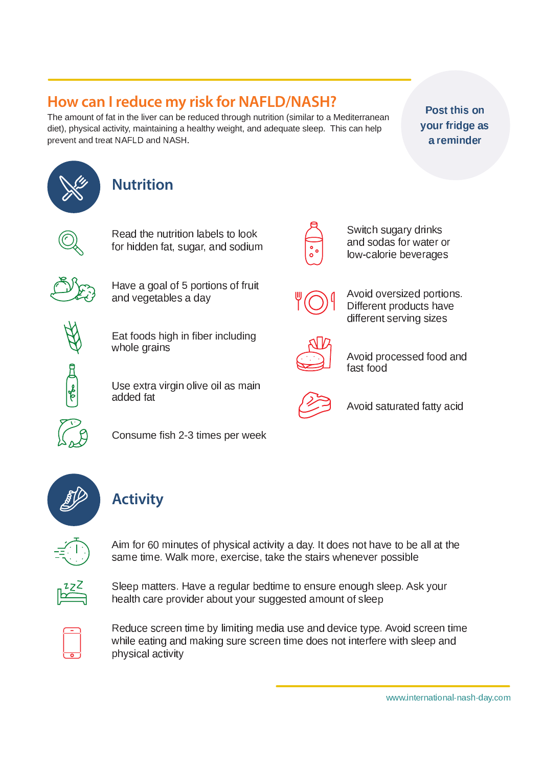## How can I reduce my risk for NAFLD/NASH?

The amount of fat in the liver can be reduced through nutrition (similar to a Mediterranean diet), physical activity, maintaining a healthy weight, and adequate sleep. This can help prevent and treat NAFLD and NASH.

**Post this on your fridge as a reminder**

### Nutrition

- Read the nutrition labels to look for hidden fat, sugar, and sodium
- Have a goal of 5 portions of fruit and vegetables a day
- Eat foods high in fiber including whole grains
- Use extra virgin olive oil as main added fat
- Consume fish 2-3 times per week
- Switch sugary drinks and sodas for water or low-calorie beverages
- Avoid oversized portions. Different products have different serving sizes
- Avoid processed food and fast food
- Avoid saturated fatty acid

### Activity

- Aim for 60 minutes of physical activity a day. It does not have to be all at the same time. Walk more, exercise, take the stairs whenever possible
- Sleep matters. Have a regular bedtime to ensure enough sleep. Ask your health care provider about your suggested amount of sleep
- Reduce screen time by limiting media use and device type. Avoid screen time while eating and making sure screen time does not interfere with sleep and physical activity

www.international-nash-day.com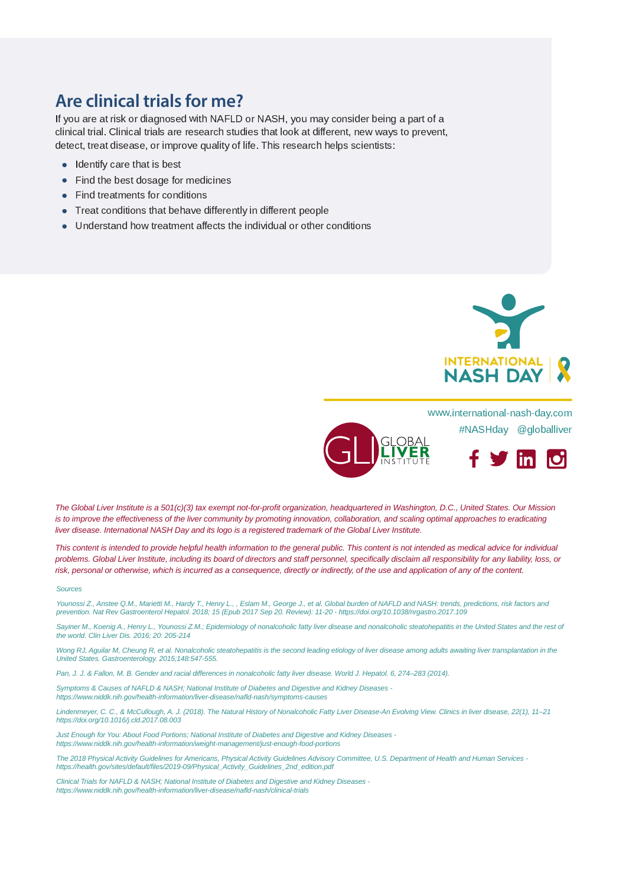## Are clinical trials for me?

If you are at risk or diagnosed with NAFLD or NASH, you may consider being a part of a clinical trial. Clinical trials are research studies that look at different, new ways to prevent, detect, treat disease, or improve quality of life. This research helps scientists:

- Identify care that is best
- Find the best dosage for medicines
- Find treatments for conditions
- Treat conditions that behave differently in different people
- Understand how treatment affects the individual or other conditions

INTERNATIONAL NASH DAY

www.international-nash-day.com

#NASHday @globalliver

GLOBAL LIVER INSTITUTE

*The Global Liver Institute is a 501(c)(3) tax exempt not-for-profit organization, headquartered in Washington, D.C., United States. Our Mission is to improve the effectiveness of the liver community by promoting innovation, collaboration, and scaling optimal approaches to eradicating liver disease. International NASH Day and its logo is a registered trademark of the Global Liver Institute.*

*This content is intended to provide helpful health information to the general public. This content is not intended as medical advice for individual problems. Global Liver Institute, including its board of directors and staff personnel, specifically disclaim all responsibility for any liability, loss, or risk, personal or otherwise, which is incurred as a consequence, directly or indirectly, of the use and application of any of the content.*

*Sources*

*Younossi Z., Anstee Q.M., Marietti M., Hardy T., Henry L., , Eslam M., George J., et al. Global burden of NAFLD and NASH: trends, predictions, risk factors and prevention. Nat Rev Gastroenterol Hepatol. 2018; 15 (Epub 2017 Sep 20. Review): 11-20 - https://doi.org/10.1038/nrgastro.2017.109*

*Sayiner M., Koenig A., Henry L., Younossi Z.M.; Epidemiology of nonalcoholic fatty liver disease and nonalcoholic steatohepatitis in the United States and the rest of the world. Clin Liver Dis. 2016; 20: 205-214*

*Wong RJ, Aguilar M, Cheung R, et al. Nonalcoholic steatohepatitis is the second leading etiology of liver disease among adults awaiting liver transplantation in the United States. Gastroenterology. 2015;148:547-555.*

*Pan, J. J. & Fallon, M. B. Gender and racial differences in nonalcoholic fatty liver disease. World J. Hepatol. 6, 274–283 (2014).*

*Symptoms & Causes of NAFLD & NASH; National Institute of Diabetes and Digestive and Kidney Diseases - https://www.niddk.nih.gov/health-information/liver-disease/nafld-nash/symptoms-causes*

*Lindenmeyer, C. C., & McCullough, A. J. (2018). The Natural History of Nonalcoholic Fatty Liver Disease-An Evolving View. Clinics in liver disease, 22(1), 11–21 https://doi.org/10.1016/j.cld.2017.08.003*

*Just Enough for You: About Food Portions; National Institute of Diabetes and Digestive and Kidney Diseases - https://www.niddk.nih.gov/health-information/weight-management/just-enough-food-portions*

*The 2018 Physical Activity Guidelines for Americans, Physical Activity Guidelines Advisory Committee, U.S. Department of Health and Human Services - https://health.gov/sites/default/files/2019-09/Physical_Activity_Guidelines_2nd_edition.pdf*

*Clinical Trials for NAFLD & NASH; National Institute of Diabetes and Digestive and Kidney Diseases - https://www.niddk.nih.gov/health-information/liver-disease/nafld-nash/clinical-trials*